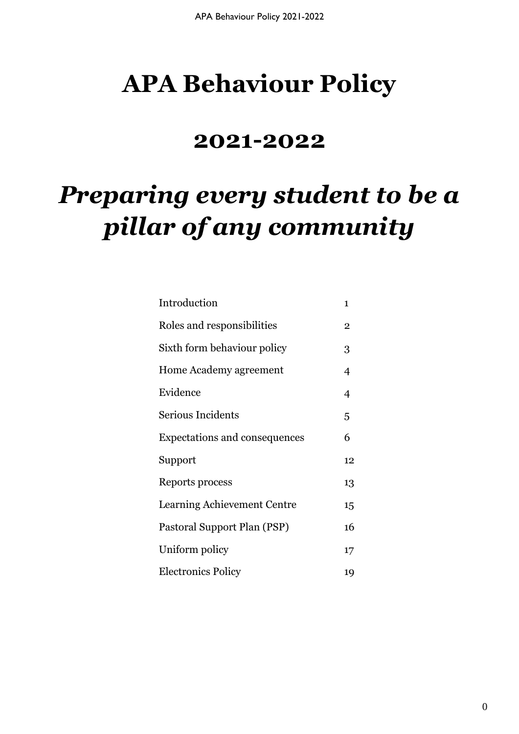# APA Behaviour Policy

## 2021-2022

# *Preparing every student to be a pillar of any community*

| | |
|---|---|
| Introduction | 1 |
| Roles and responsibilities | 2 |
| Sixth form behaviour policy | 3 |
| Home Academy agreement | 4 |
| Evidence | 4 |
| Serious Incidents | 5 |
| Expectations and consequences | 6 |
| Support | 12 |
| Reports process | 13 |
| Learning Achievement Centre | 15 |
| Pastoral Support Plan (PSP) | 16 |
| Uniform policy | 17 |
| Electronics Policy | 19 |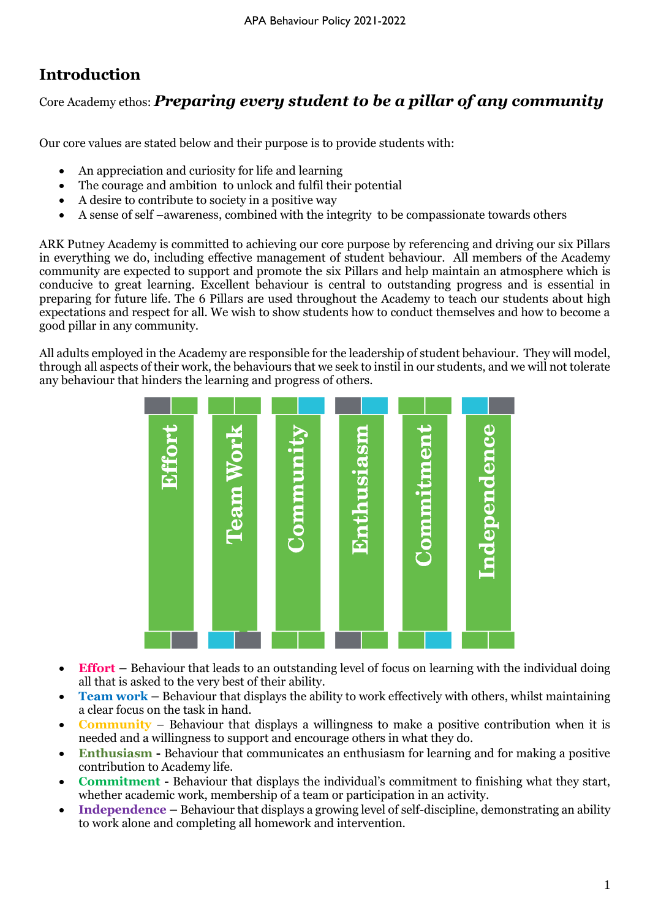## Introduction

Core Academy ethos: ***Preparing every student to be a pillar of any community***

Our core values are stated below and their purpose is to provide students with:

- An appreciation and curiosity for life and learning
- The courage and ambition to unlock and fulfil their potential
- A desire to contribute to society in a positive way
- A sense of self –awareness, combined with the integrity to be compassionate towards others

ARK Putney Academy is committed to achieving our core purpose by referencing and driving our six Pillars in everything we do, including effective management of student behaviour. All members of the Academy community are expected to support and promote the six Pillars and help maintain an atmosphere which is conducive to great learning. Excellent behaviour is central to outstanding progress and is essential in preparing for future life. The 6 Pillars are used throughout the Academy to teach our students about high expectations and respect for all. We wish to show students how to conduct themselves and how to become a good pillar in any community.

All adults employed in the Academy are responsible for the leadership of student behaviour. They will model, through all aspects of their work, the behaviours that we seek to instil in our students, and we will not tolerate any behaviour that hinders the learning and progress of others.

Effort | Team Work | Community | Enthusiasm | Commitment | Independence

- **Effort** – Behaviour that leads to an outstanding level of focus on learning with the individual doing all that is asked to the very best of their ability.
- **Team work** – Behaviour that displays the ability to work effectively with others, whilst maintaining a clear focus on the task in hand.
- **Community** – Behaviour that displays a willingness to make a positive contribution when it is needed and a willingness to support and encourage others in what they do.
- **Enthusiasm** - Behaviour that communicates an enthusiasm for learning and for making a positive contribution to Academy life.
- **Commitment** - Behaviour that displays the individual's commitment to finishing what they start, whether academic work, membership of a team or participation in an activity.
- **Independence** – Behaviour that displays a growing level of self-discipline, demonstrating an ability to work alone and completing all homework and intervention.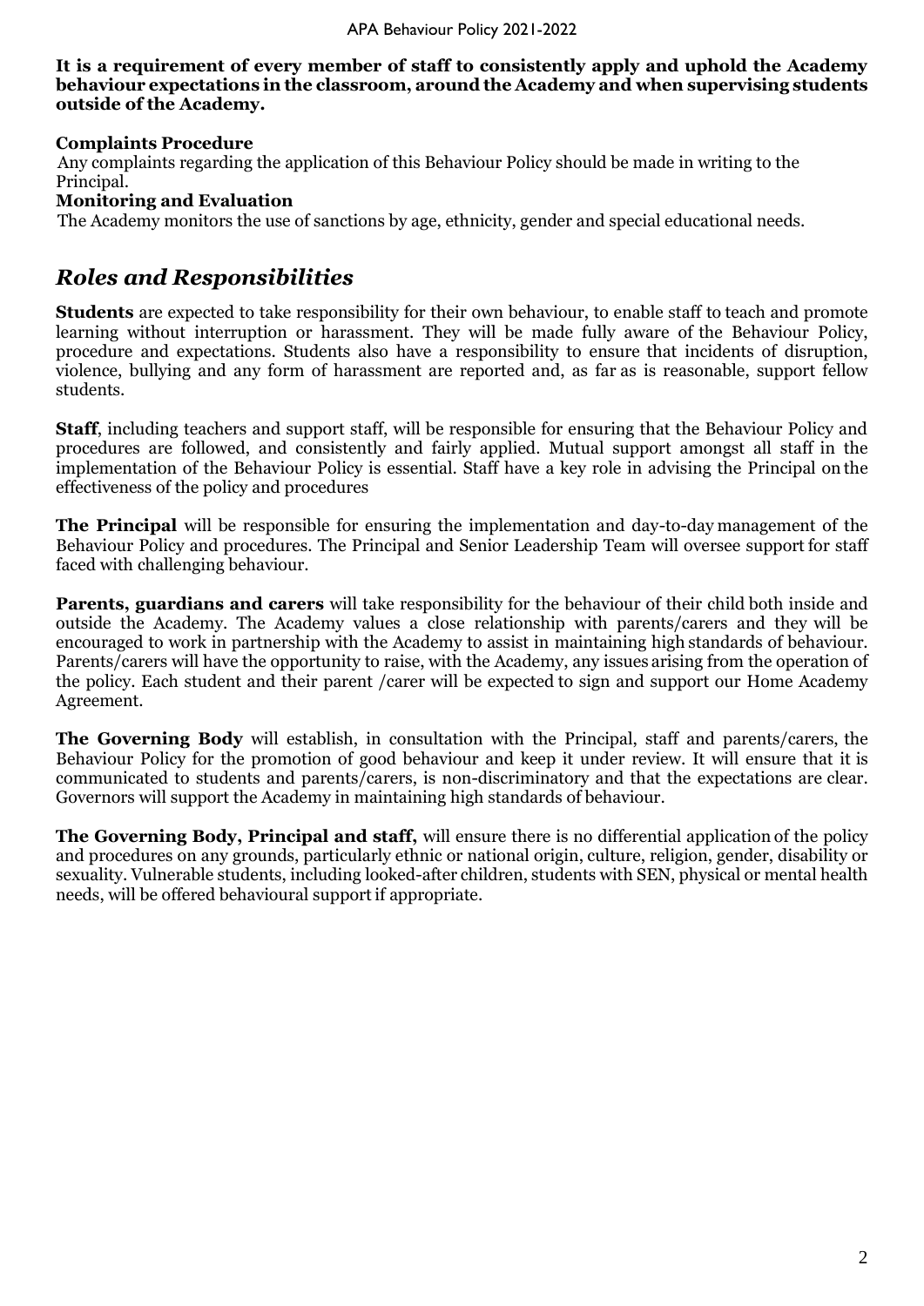**It is a requirement of every member of staff to consistently apply and uphold the Academy behaviour expectations in the classroom, around the Academy and when supervising students outside of the Academy.**

**Complaints Procedure**

Any complaints regarding the application of this Behaviour Policy should be made in writing to the Principal.

**Monitoring and Evaluation**

The Academy monitors the use of sanctions by age, ethnicity, gender and special educational needs.

## *Roles and Responsibilities*

**Students** are expected to take responsibility for their own behaviour, to enable staff to teach and promote learning without interruption or harassment. They will be made fully aware of the Behaviour Policy, procedure and expectations. Students also have a responsibility to ensure that incidents of disruption, violence, bullying and any form of harassment are reported and, as far as is reasonable, support fellow students.

**Staff**, including teachers and support staff, will be responsible for ensuring that the Behaviour Policy and procedures are followed, and consistently and fairly applied. Mutual support amongst all staff in the implementation of the Behaviour Policy is essential. Staff have a key role in advising the Principal on the effectiveness of the policy and procedures

**The Principal** will be responsible for ensuring the implementation and day-to-day management of the Behaviour Policy and procedures. The Principal and Senior Leadership Team will oversee support for staff faced with challenging behaviour.

**Parents, guardians and carers** will take responsibility for the behaviour of their child both inside and outside the Academy. The Academy values a close relationship with parents/carers and they will be encouraged to work in partnership with the Academy to assist in maintaining high standards of behaviour. Parents/carers will have the opportunity to raise, with the Academy, any issues arising from the operation of the policy. Each student and their parent /carer will be expected to sign and support our Home Academy Agreement.

**The Governing Body** will establish, in consultation with the Principal, staff and parents/carers, the Behaviour Policy for the promotion of good behaviour and keep it under review. It will ensure that it is communicated to students and parents/carers, is non-discriminatory and that the expectations are clear. Governors will support the Academy in maintaining high standards of behaviour.

**The Governing Body, Principal and staff,** will ensure there is no differential application of the policy and procedures on any grounds, particularly ethnic or national origin, culture, religion, gender, disability or sexuality. Vulnerable students, including looked-after children, students with SEN, physical or mental health needs, will be offered behavioural support if appropriate.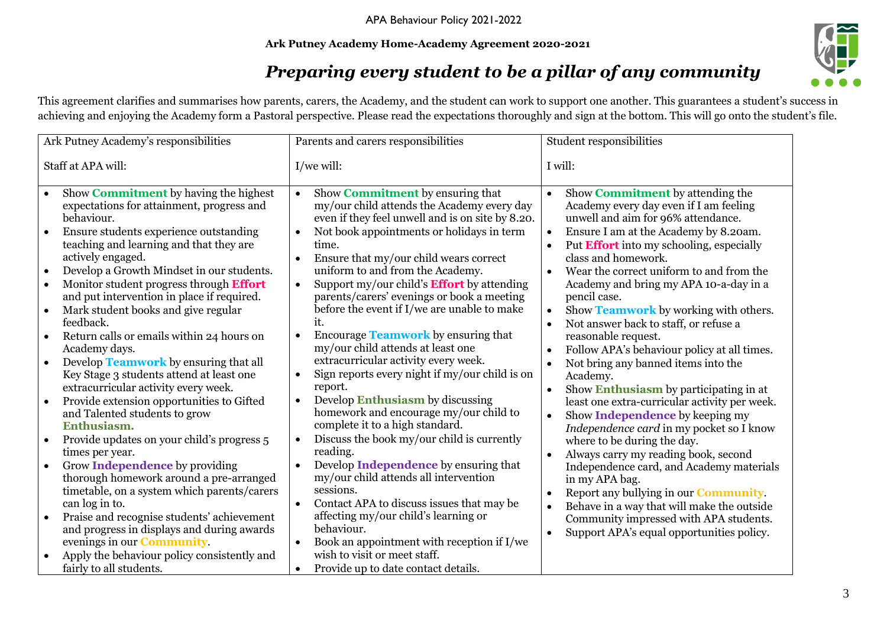**Ark Putney Academy Home-Academy Agreement 2020-2021**

# *Preparing every student to be a pillar of any community*

This agreement clarifies and summarises how parents, carers, the Academy, and the student can work to support one another. This guarantees a student's success in achieving and enjoying the Academy form a Pastoral perspective. Please read the expectations thoroughly and sign at the bottom. This will go onto the student's file.

| Ark Putney Academy's responsibilities<br><br>Staff at APA will: | Parents and carers responsibilities<br><br>I/we will: | Student responsibilities<br><br>I will: |
|---|---|---|
| • Show **Commitment** by having the highest expectations for attainment, progress and behaviour.<br>• Ensure students experience outstanding teaching and learning and that they are actively engaged.<br>• Develop a Growth Mindset in our students.<br>• Monitor student progress through **Effort** and put intervention in place if required.<br>• Mark student books and give regular feedback.<br>• Return calls or emails within 24 hours on Academy days.<br>• Develop **Teamwork** by ensuring that all Key Stage 3 students attend at least one extracurricular activity every week.<br>• Provide extension opportunities to Gifted and Talented students to grow **Enthusiasm.**<br>• Provide updates on your child's progress 5 times per year.<br>• Grow **Independence** by providing thorough homework around a pre-arranged timetable, on a system which parents/carers can log in to.<br>• Praise and recognise students' achievement and progress in displays and during awards evenings in our **Community**.<br>• Apply the behaviour policy consistently and fairly to all students. | • Show **Commitment** by ensuring that my/our child attends the Academy every day even if they feel unwell and is on site by 8.20.<br>• Not book appointments or holidays in term time.<br>• Ensure that my/our child wears correct uniform to and from the Academy.<br>• Support my/our child's **Effort** by attending parents/carers' evenings or book a meeting before the event if I/we are unable to make it.<br>• Encourage **Teamwork** by ensuring that my/our child attends at least one extracurricular activity every week.<br>• Sign reports every night if my/our child is on report.<br>• Develop **Enthusiasm** by discussing homework and encourage my/our child to complete it to a high standard.<br>• Discuss the book my/our child is currently reading.<br>• Develop **Independence** by ensuring that my/our child attends all intervention sessions.<br>• Contact APA to discuss issues that may be affecting my/our child's learning or behaviour.<br>• Book an appointment with reception if I/we wish to visit or meet staff.<br>• Provide up to date contact details. | • Show **Commitment** by attending the Academy every day even if I am feeling unwell and aim for 96% attendance.<br>• Ensure I am at the Academy by 8.20am.<br>• Put **Effort** into my schooling, especially class and homework.<br>• Wear the correct uniform to and from the Academy and bring my APA 10-a-day in a pencil case.<br>• Show **Teamwork** by working with others.<br>• Not answer back to staff, or refuse a reasonable request.<br>• Follow APA's behaviour policy at all times.<br>• Not bring any banned items into the Academy.<br>• Show **Enthusiasm** by participating in at least one extra-curricular activity per week.<br>• Show **Independence** by keeping my *Independence card* in my pocket so I know where to be during the day.<br>• Always carry my reading book, second Independence card, and Academy materials in my APA bag.<br>• Report any bullying in our **Community**.<br>• Behave in a way that will make the outside Community impressed with APA students.<br>• Support APA's equal opportunities policy. |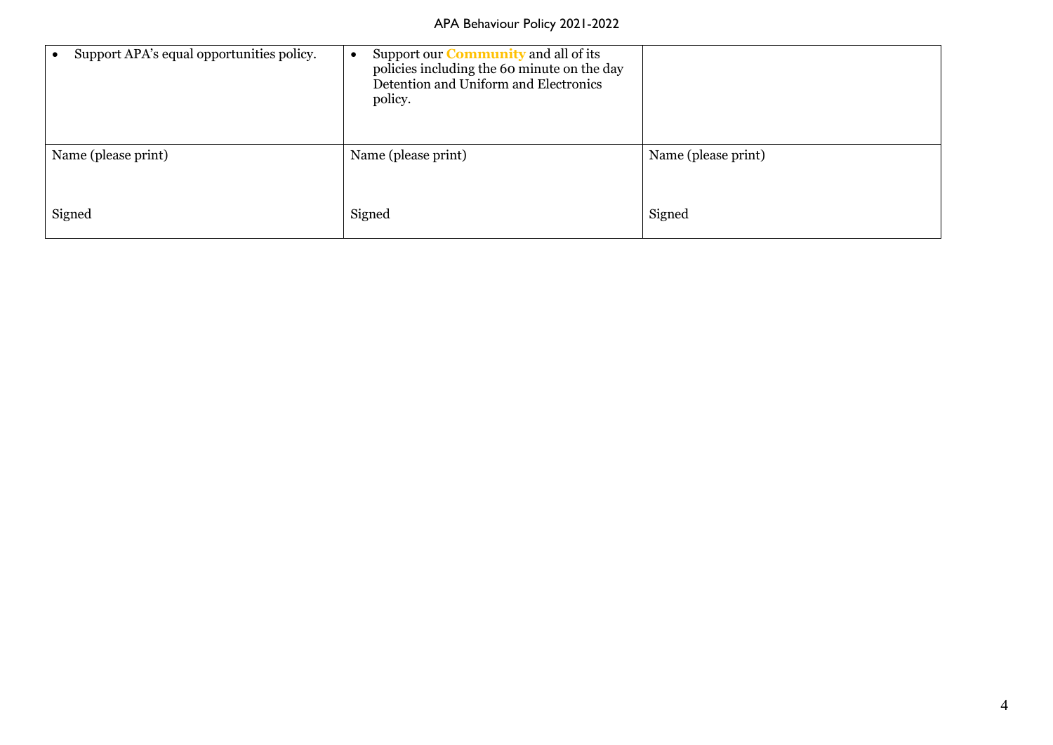| | | |
|---|---|---|
| • Support APA's equal opportunities policy. | • Support our **Community** and all of its policies including the 60 minute on the day Detention and Uniform and Electronics policy. | |
| Name (please print)<br><br>Signed | Name (please print)<br><br>Signed | Name (please print)<br><br>Signed |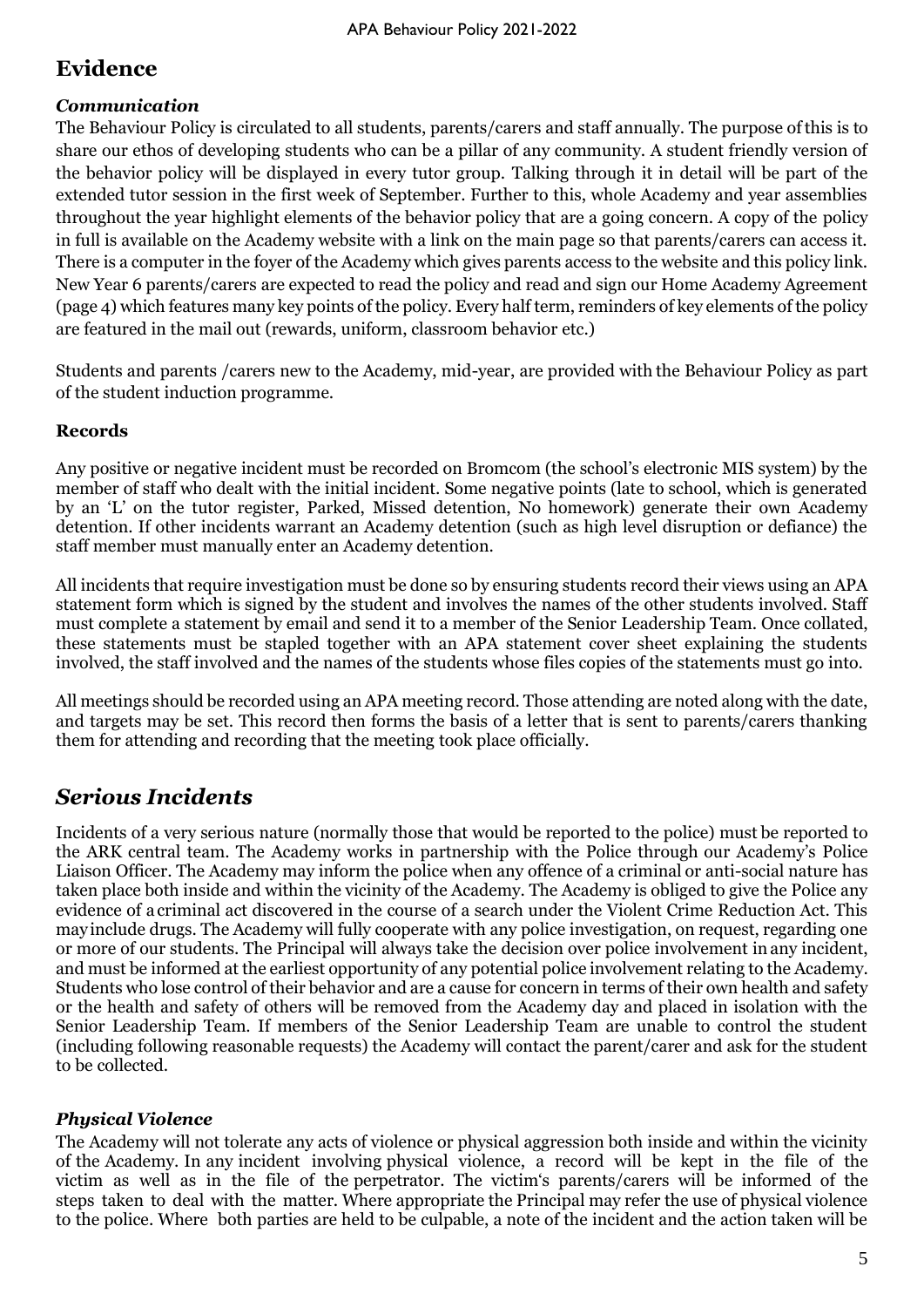## Evidence

### *Communication*

The Behaviour Policy is circulated to all students, parents/carers and staff annually. The purpose of this is to share our ethos of developing students who can be a pillar of any community. A student friendly version of the behavior policy will be displayed in every tutor group. Talking through it in detail will be part of the extended tutor session in the first week of September. Further to this, whole Academy and year assemblies throughout the year highlight elements of the behavior policy that are a going concern. A copy of the policy in full is available on the Academy website with a link on the main page so that parents/carers can access it. There is a computer in the foyer of the Academy which gives parents access to the website and this policy link. New Year 6 parents/carers are expected to read the policy and read and sign our Home Academy Agreement (page 4) which features many key points of the policy. Every half term, reminders of key elements of the policy are featured in the mail out (rewards, uniform, classroom behavior etc.)

Students and parents /carers new to the Academy, mid-year, are provided with the Behaviour Policy as part of the student induction programme.

### **Records**

Any positive or negative incident must be recorded on Bromcom (the school's electronic MIS system) by the member of staff who dealt with the initial incident. Some negative points (late to school, which is generated by an 'L' on the tutor register, Parked, Missed detention, No homework) generate their own Academy detention. If other incidents warrant an Academy detention (such as high level disruption or defiance) the staff member must manually enter an Academy detention.

All incidents that require investigation must be done so by ensuring students record their views using an APA statement form which is signed by the student and involves the names of the other students involved. Staff must complete a statement by email and send it to a member of the Senior Leadership Team. Once collated, these statements must be stapled together with an APA statement cover sheet explaining the students involved, the staff involved and the names of the students whose files copies of the statements must go into.

All meetings should be recorded using an APA meeting record. Those attending are noted along with the date, and targets may be set. This record then forms the basis of a letter that is sent to parents/carers thanking them for attending and recording that the meeting took place officially.

## *Serious Incidents*

Incidents of a very serious nature (normally those that would be reported to the police) must be reported to the ARK central team. The Academy works in partnership with the Police through our Academy's Police Liaison Officer. The Academy may inform the police when any offence of a criminal or anti-social nature has taken place both inside and within the vicinity of the Academy. The Academy is obliged to give the Police any evidence of a criminal act discovered in the course of a search under the Violent Crime Reduction Act. This may include drugs. The Academy will fully cooperate with any police investigation, on request, regarding one or more of our students. The Principal will always take the decision over police involvement in any incident, and must be informed at the earliest opportunity of any potential police involvement relating to the Academy. Students who lose control of their behavior and are a cause for concern in terms of their own health and safety or the health and safety of others will be removed from the Academy day and placed in isolation with the Senior Leadership Team. If members of the Senior Leadership Team are unable to control the student (including following reasonable requests) the Academy will contact the parent/carer and ask for the student to be collected.

### *Physical Violence*

The Academy will not tolerate any acts of violence or physical aggression both inside and within the vicinity of the Academy. In any incident involving physical violence, a record will be kept in the file of the victim as well as in the file of the perpetrator. The victim's parents/carers will be informed of the steps taken to deal with the matter. Where appropriate the Principal may refer the use of physical violence to the police. Where both parties are held to be culpable, a note of the incident and the action taken will be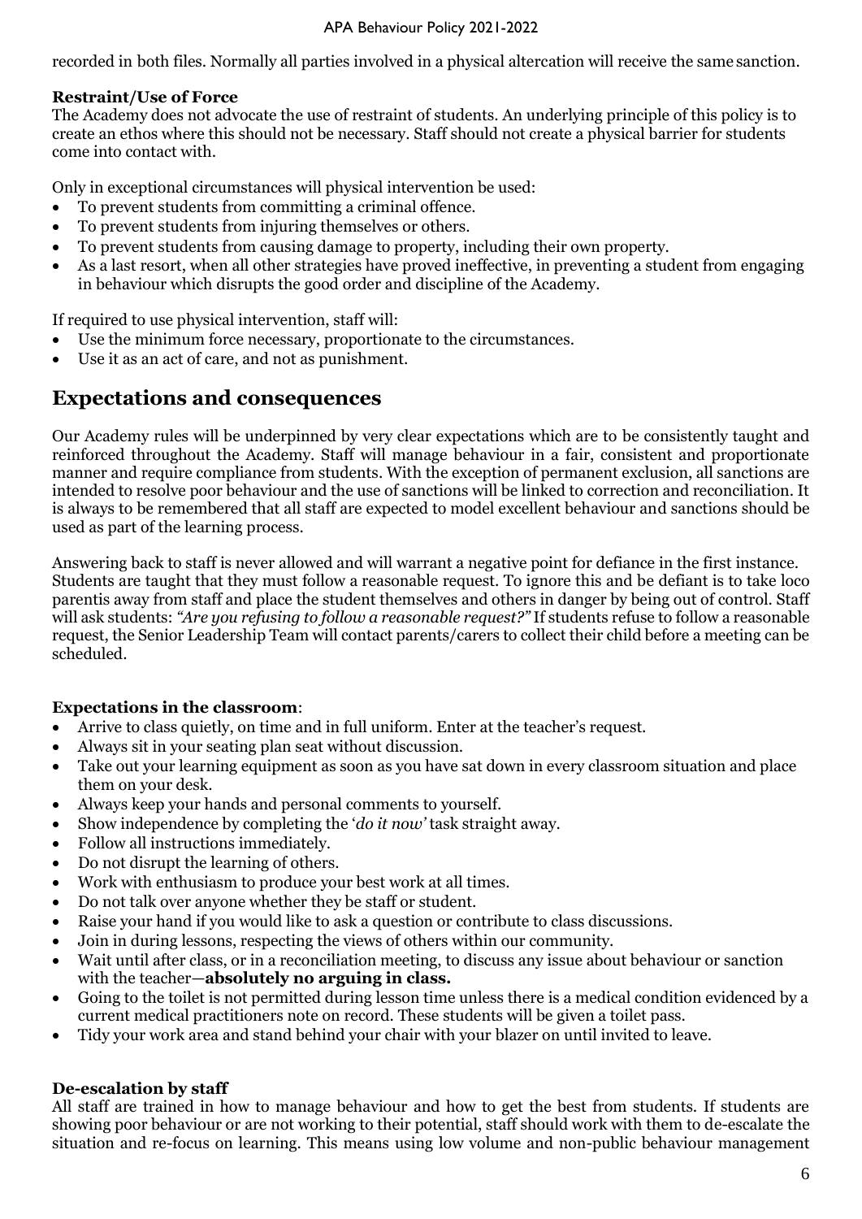recorded in both files. Normally all parties involved in a physical altercation will receive the same sanction.

**Restraint/Use of Force**
The Academy does not advocate the use of restraint of students. An underlying principle of this policy is to create an ethos where this should not be necessary. Staff should not create a physical barrier for students come into contact with.

Only in exceptional circumstances will physical intervention be used:

- To prevent students from committing a criminal offence.
- To prevent students from injuring themselves or others.
- To prevent students from causing damage to property, including their own property.
- As a last resort, when all other strategies have proved ineffective, in preventing a student from engaging in behaviour which disrupts the good order and discipline of the Academy.

If required to use physical intervention, staff will:

- Use the minimum force necessary, proportionate to the circumstances.
- Use it as an act of care, and not as punishment.

## Expectations and consequences

Our Academy rules will be underpinned by very clear expectations which are to be consistently taught and reinforced throughout the Academy. Staff will manage behaviour in a fair, consistent and proportionate manner and require compliance from students. With the exception of permanent exclusion, all sanctions are intended to resolve poor behaviour and the use of sanctions will be linked to correction and reconciliation. It is always to be remembered that all staff are expected to model excellent behaviour and sanctions should be used as part of the learning process.

Answering back to staff is never allowed and will warrant a negative point for defiance in the first instance. Students are taught that they must follow a reasonable request. To ignore this and be defiant is to take loco parentis away from staff and place the student themselves and others in danger by being out of control. Staff will ask students: *"Are you refusing to follow a reasonable request?"* If students refuse to follow a reasonable request, the Senior Leadership Team will contact parents/carers to collect their child before a meeting can be scheduled.

**Expectations in the classroom**:

- Arrive to class quietly, on time and in full uniform. Enter at the teacher's request.
- Always sit in your seating plan seat without discussion.
- Take out your learning equipment as soon as you have sat down in every classroom situation and place them on your desk.
- Always keep your hands and personal comments to yourself.
- Show independence by completing the '*do it now'* task straight away.
- Follow all instructions immediately.
- Do not disrupt the learning of others.
- Work with enthusiasm to produce your best work at all times.
- Do not talk over anyone whether they be staff or student.
- Raise your hand if you would like to ask a question or contribute to class discussions.
- Join in during lessons, respecting the views of others within our community.
- Wait until after class, or in a reconciliation meeting, to discuss any issue about behaviour or sanction with the teacher—**absolutely no arguing in class.**
- Going to the toilet is not permitted during lesson time unless there is a medical condition evidenced by a current medical practitioners note on record. These students will be given a toilet pass.
- Tidy your work area and stand behind your chair with your blazer on until invited to leave.

**De-escalation by staff**
All staff are trained in how to manage behaviour and how to get the best from students. If students are showing poor behaviour or are not working to their potential, staff should work with them to de-escalate the situation and re-focus on learning. This means using low volume and non-public behaviour management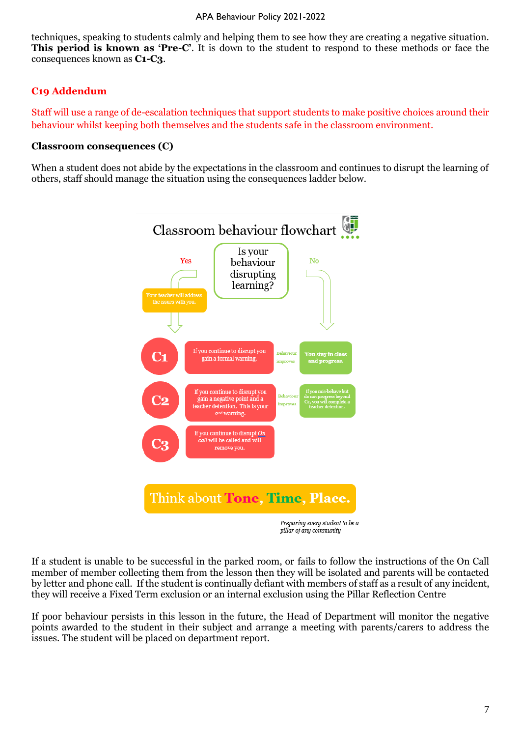techniques, speaking to students calmly and helping them to see how they are creating a negative situation. **This period is known as 'Pre-C'**. It is down to the student to respond to these methods or face the consequences known as **C1-C3**.

## C19 Addendum

Staff will use a range of de-escalation techniques that support students to make positive choices around their behaviour whilst keeping both themselves and the students safe in the classroom environment.

### Classroom consequences (C)

When a student does not abide by the expectations in the classroom and continues to disrupt the learning of others, staff should manage the situation using the consequences ladder below.

**Classroom behaviour flowchart**

Is your behaviour disrupting learning?

- **Yes** – Your teacher will address the issues with you.
  - **C1** – If you continue to disrupt you gain a formal warning. *(Behaviour improves →)* You stay in class and progress.
  - **C2** – If you continue to disrupt you gain a negative point and a teacher detention. This is your 2nd warning. *(Behaviour improves →)* If you mis-behave but do not progress beyond C2, you will complete a teacher detention.
  - **C3** – If you continue to disrupt *On call* will be called and will remove you.
- **No** – You stay in class and progress.

**Think about Tone, Time, Place.**

*Preparing every student to be a pillar of any community*

If a student is unable to be successful in the parked room, or fails to follow the instructions of the On Call member of member collecting them from the lesson then they will be isolated and parents will be contacted by letter and phone call. If the student is continually defiant with members of staff as a result of any incident, they will receive a Fixed Term exclusion or an internal exclusion using the Pillar Reflection Centre

If poor behaviour persists in this lesson in the future, the Head of Department will monitor the negative points awarded to the student in their subject and arrange a meeting with parents/carers to address the issues. The student will be placed on department report.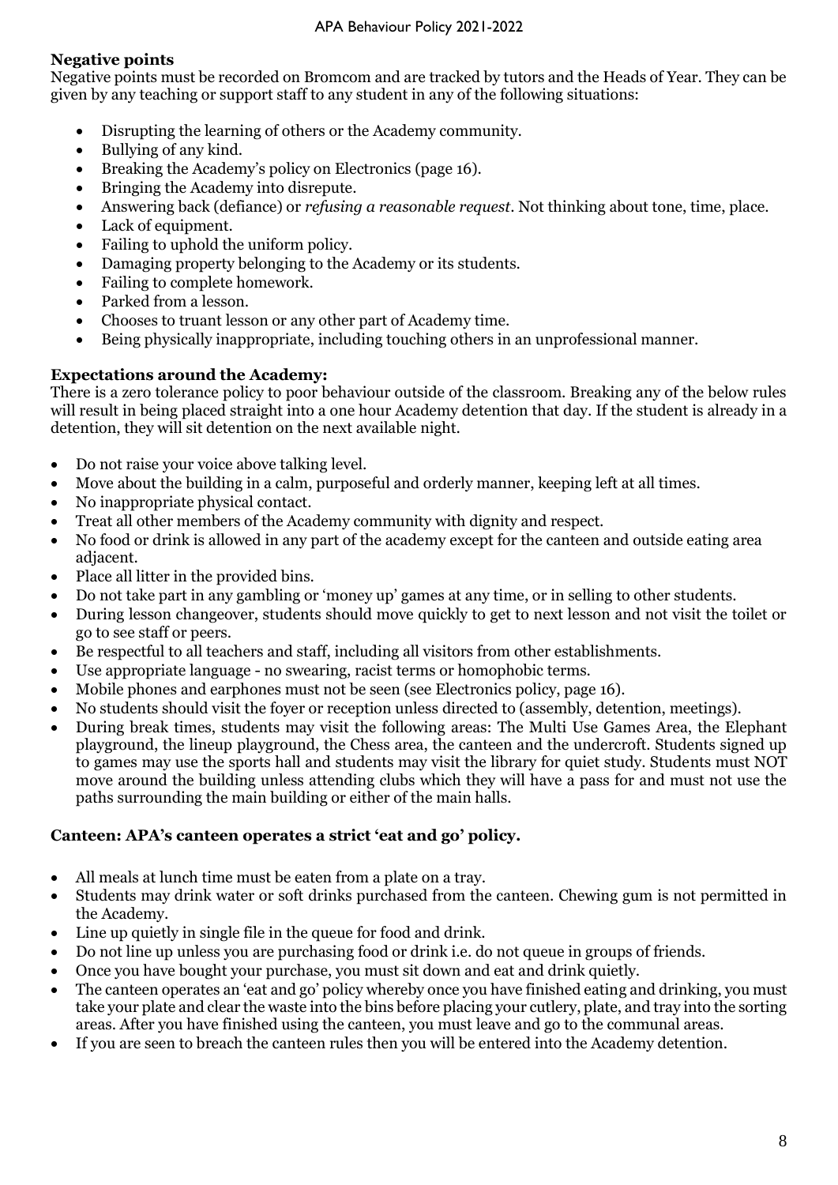**Negative points**

Negative points must be recorded on Bromcom and are tracked by tutors and the Heads of Year. They can be given by any teaching or support staff to any student in any of the following situations:

- Disrupting the learning of others or the Academy community.
- Bullying of any kind.
- Breaking the Academy's policy on Electronics (page 16).
- Bringing the Academy into disrepute.
- Answering back (defiance) or *refusing a reasonable request*. Not thinking about tone, time, place.
- Lack of equipment.
- Failing to uphold the uniform policy.
- Damaging property belonging to the Academy or its students.
- Failing to complete homework.
- Parked from a lesson.
- Chooses to truant lesson or any other part of Academy time.
- Being physically inappropriate, including touching others in an unprofessional manner.

**Expectations around the Academy:**

There is a zero tolerance policy to poor behaviour outside of the classroom. Breaking any of the below rules will result in being placed straight into a one hour Academy detention that day. If the student is already in a detention, they will sit detention on the next available night.

- Do not raise your voice above talking level.
- Move about the building in a calm, purposeful and orderly manner, keeping left at all times.
- No inappropriate physical contact.
- Treat all other members of the Academy community with dignity and respect.
- No food or drink is allowed in any part of the academy except for the canteen and outside eating area adjacent.
- Place all litter in the provided bins.
- Do not take part in any gambling or 'money up' games at any time, or in selling to other students.
- During lesson changeover, students should move quickly to get to next lesson and not visit the toilet or go to see staff or peers.
- Be respectful to all teachers and staff, including all visitors from other establishments.
- Use appropriate language - no swearing, racist terms or homophobic terms.
- Mobile phones and earphones must not be seen (see Electronics policy, page 16).
- No students should visit the foyer or reception unless directed to (assembly, detention, meetings).
- During break times, students may visit the following areas: The Multi Use Games Area, the Elephant playground, the lineup playground, the Chess area, the canteen and the undercroft. Students signed up to games may use the sports hall and students may visit the library for quiet study. Students must NOT move around the building unless attending clubs which they will have a pass for and must not use the paths surrounding the main building or either of the main halls.

**Canteen: APA's canteen operates a strict 'eat and go' policy.**

- All meals at lunch time must be eaten from a plate on a tray.
- Students may drink water or soft drinks purchased from the canteen. Chewing gum is not permitted in the Academy.
- Line up quietly in single file in the queue for food and drink.
- Do not line up unless you are purchasing food or drink i.e. do not queue in groups of friends.
- Once you have bought your purchase, you must sit down and eat and drink quietly.
- The canteen operates an 'eat and go' policy whereby once you have finished eating and drinking, you must take your plate and clear the waste into the bins before placing your cutlery, plate, and tray into the sorting areas. After you have finished using the canteen, you must leave and go to the communal areas.
- If you are seen to breach the canteen rules then you will be entered into the Academy detention.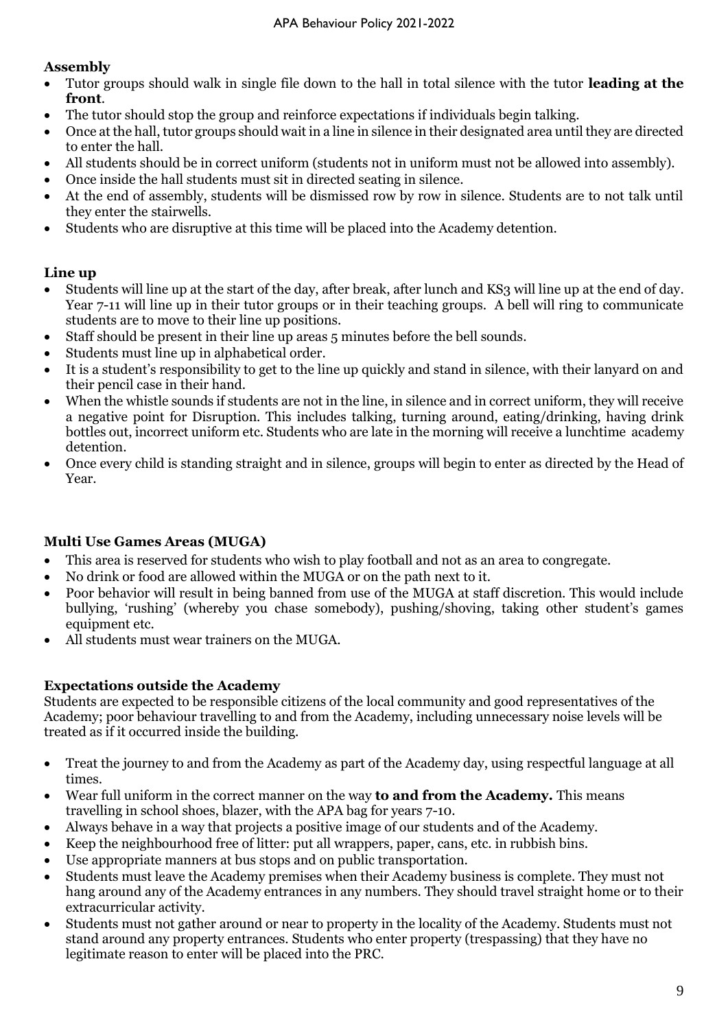### Assembly

- Tutor groups should walk in single file down to the hall in total silence with the tutor **leading at the front**.
- The tutor should stop the group and reinforce expectations if individuals begin talking.
- Once at the hall, tutor groups should wait in a line in silence in their designated area until they are directed to enter the hall.
- All students should be in correct uniform (students not in uniform must not be allowed into assembly).
- Once inside the hall students must sit in directed seating in silence.
- At the end of assembly, students will be dismissed row by row in silence. Students are to not talk until they enter the stairwells.
- Students who are disruptive at this time will be placed into the Academy detention.

### Line up

- Students will line up at the start of the day, after break, after lunch and KS3 will line up at the end of day. Year 7-11 will line up in their tutor groups or in their teaching groups. A bell will ring to communicate students are to move to their line up positions.
- Staff should be present in their line up areas 5 minutes before the bell sounds.
- Students must line up in alphabetical order.
- It is a student's responsibility to get to the line up quickly and stand in silence, with their lanyard on and their pencil case in their hand.
- When the whistle sounds if students are not in the line, in silence and in correct uniform, they will receive a negative point for Disruption. This includes talking, turning around, eating/drinking, having drink bottles out, incorrect uniform etc. Students who are late in the morning will receive a lunchtime academy detention.
- Once every child is standing straight and in silence, groups will begin to enter as directed by the Head of Year.

### Multi Use Games Areas (MUGA)

- This area is reserved for students who wish to play football and not as an area to congregate.
- No drink or food are allowed within the MUGA or on the path next to it.
- Poor behavior will result in being banned from use of the MUGA at staff discretion. This would include bullying, 'rushing' (whereby you chase somebody), pushing/shoving, taking other student's games equipment etc.
- All students must wear trainers on the MUGA.

### Expectations outside the Academy

Students are expected to be responsible citizens of the local community and good representatives of the Academy; poor behaviour travelling to and from the Academy, including unnecessary noise levels will be treated as if it occurred inside the building.

- Treat the journey to and from the Academy as part of the Academy day, using respectful language at all times.
- Wear full uniform in the correct manner on the way **to and from the Academy.** This means travelling in school shoes, blazer, with the APA bag for years 7-10.
- Always behave in a way that projects a positive image of our students and of the Academy.
- Keep the neighbourhood free of litter: put all wrappers, paper, cans, etc. in rubbish bins.
- Use appropriate manners at bus stops and on public transportation.
- Students must leave the Academy premises when their Academy business is complete. They must not hang around any of the Academy entrances in any numbers. They should travel straight home or to their extracurricular activity.
- Students must not gather around or near to property in the locality of the Academy. Students must not stand around any property entrances. Students who enter property (trespassing) that they have no legitimate reason to enter will be placed into the PRC.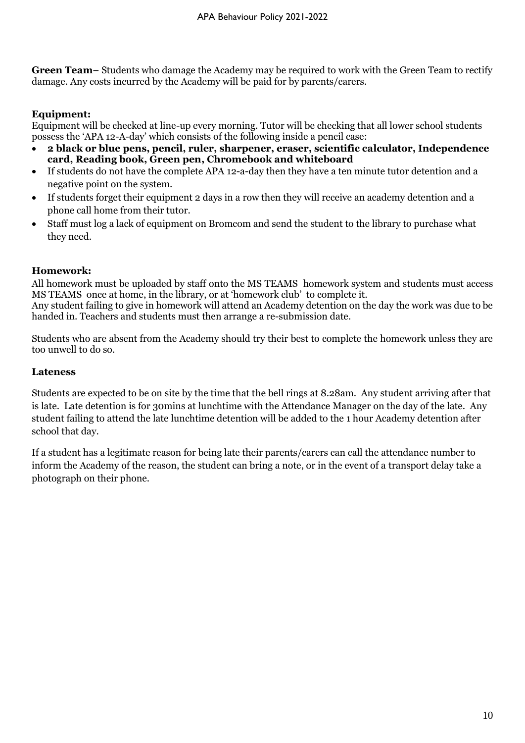**Green Team**– Students who damage the Academy may be required to work with the Green Team to rectify damage. Any costs incurred by the Academy will be paid for by parents/carers.

**Equipment:**

Equipment will be checked at line-up every morning. Tutor will be checking that all lower school students possess the 'APA 12-A-day' which consists of the following inside a pencil case:

- **2 black or blue pens, pencil, ruler, sharpener, eraser, scientific calculator, Independence card, Reading book, Green pen, Chromebook and whiteboard**
- If students do not have the complete APA 12-a-day then they have a ten minute tutor detention and a negative point on the system.
- If students forget their equipment 2 days in a row then they will receive an academy detention and a phone call home from their tutor.
- Staff must log a lack of equipment on Bromcom and send the student to the library to purchase what they need.

**Homework:**

All homework must be uploaded by staff onto the MS TEAMS homework system and students must access MS TEAMS once at home, in the library, or at 'homework club' to complete it.

Any student failing to give in homework will attend an Academy detention on the day the work was due to be handed in. Teachers and students must then arrange a re-submission date.

Students who are absent from the Academy should try their best to complete the homework unless they are too unwell to do so.

**Lateness**

Students are expected to be on site by the time that the bell rings at 8.28am. Any student arriving after that is late. Late detention is for 30mins at lunchtime with the Attendance Manager on the day of the late. Any student failing to attend the late lunchtime detention will be added to the 1 hour Academy detention after school that day.

If a student has a legitimate reason for being late their parents/carers can call the attendance number to inform the Academy of the reason, the student can bring a note, or in the event of a transport delay take a photograph on their phone.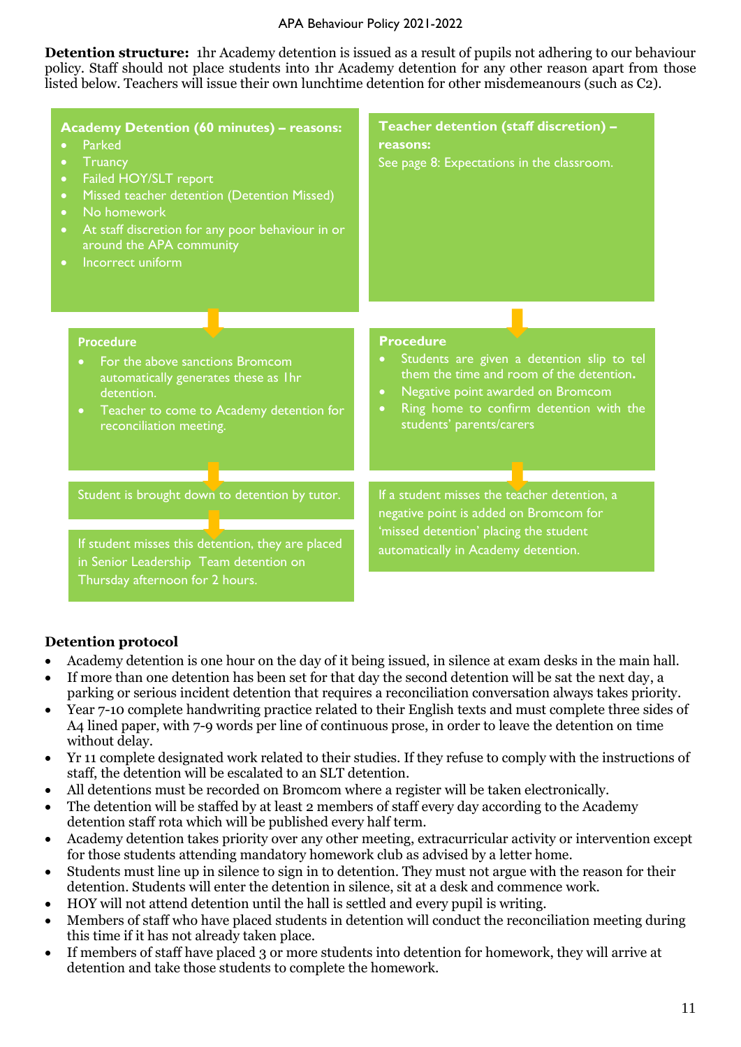**Detection structure:** 1hr Academy detention is issued as a result of pupils not adhering to our behaviour policy. Staff should not place students into 1hr Academy detention for any other reason apart from those listed below. Teachers will issue their own lunchtime detention for other misdemeanours (such as C2).

**Academy Detention (60 minutes) – reasons:**

- Parked
- Truancy
- Failed HOY/SLT report
- Missed teacher detention (Detention Missed)
- No homework
- At staff discretion for any poor behaviour in or around the APA community
- Incorrect uniform

**Procedure**

- For the above sanctions Bromcom automatically generates these as 1hr detention.
- Teacher to come to Academy detention for reconciliation meeting.

Student is brought down to detention by tutor.

If student misses this detention, they are placed in Senior Leadership Team detention on Thursday afternoon for 2 hours.

**Teacher detention (staff discretion) – reasons:**

See page 8: Expectations in the classroom.

**Procedure**

- Students are given a detention slip to tel them the time and room of the detention**.**
- Negative point awarded on Bromcom
- Ring home to confirm detention with the students' parents/carers

If a student misses the teacher detention, a negative point is added on Bromcom for 'missed detention' placing the student automatically in Academy detention.

**Detention protocol**

- Academy detention is one hour on the day of it being issued, in silence at exam desks in the main hall.
- If more than one detention has been set for that day the second detention will be sat the next day, a parking or serious incident detention that requires a reconciliation conversation always takes priority.
- Year 7-10 complete handwriting practice related to their English texts and must complete three sides of A4 lined paper, with 7-9 words per line of continuous prose, in order to leave the detention on time without delay.
- Yr 11 complete designated work related to their studies. If they refuse to comply with the instructions of staff, the detention will be escalated to an SLT detention.
- All detentions must be recorded on Bromcom where a register will be taken electronically.
- The detention will be staffed by at least 2 members of staff every day according to the Academy detention staff rota which will be published every half term.
- Academy detention takes priority over any other meeting, extracurricular activity or intervention except for those students attending mandatory homework club as advised by a letter home.
- Students must line up in silence to sign in to detention. They must not argue with the reason for their detention. Students will enter the detention in silence, sit at a desk and commence work.
- HOY will not attend detention until the hall is settled and every pupil is writing.
- Members of staff who have placed students in detention will conduct the reconciliation meeting during this time if it has not already taken place.
- If members of staff have placed 3 or more students into detention for homework, they will arrive at detention and take those students to complete the homework.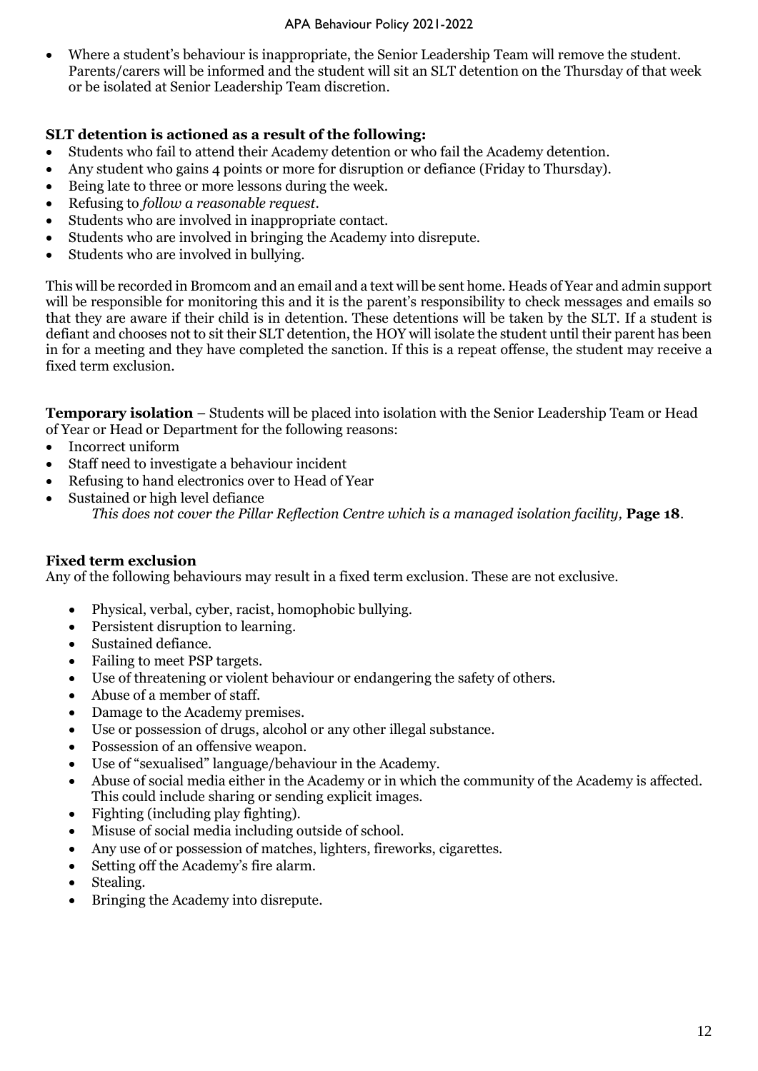- Where a student's behaviour is inappropriate, the Senior Leadership Team will remove the student. Parents/carers will be informed and the student will sit an SLT detention on the Thursday of that week or be isolated at Senior Leadership Team discretion.

**SLT detention is actioned as a result of the following:**

- Students who fail to attend their Academy detention or who fail the Academy detention.
- Any student who gains 4 points or more for disruption or defiance (Friday to Thursday).
- Being late to three or more lessons during the week.
- Refusing to *follow a reasonable request*.
- Students who are involved in inappropriate contact.
- Students who are involved in bringing the Academy into disrepute.
- Students who are involved in bullying.

This will be recorded in Bromcom and an email and a text will be sent home. Heads of Year and admin support will be responsible for monitoring this and it is the parent's responsibility to check messages and emails so that they are aware if their child is in detention. These detentions will be taken by the SLT. If a student is defiant and chooses not to sit their SLT detention, the HOY will isolate the student until their parent has been in for a meeting and they have completed the sanction. If this is a repeat offense, the student may receive a fixed term exclusion.

**Temporary isolation** – Students will be placed into isolation with the Senior Leadership Team or Head of Year or Head or Department for the following reasons:

- Incorrect uniform
- Staff need to investigate a behaviour incident
- Refusing to hand electronics over to Head of Year
- Sustained or high level defiance

  *This does not cover the Pillar Reflection Centre which is a managed isolation facility,* **Page 18**.

**Fixed term exclusion**

Any of the following behaviours may result in a fixed term exclusion. These are not exclusive.

- Physical, verbal, cyber, racist, homophobic bullying.
- Persistent disruption to learning.
- Sustained defiance.
- Failing to meet PSP targets.
- Use of threatening or violent behaviour or endangering the safety of others.
- Abuse of a member of staff.
- Damage to the Academy premises.
- Use or possession of drugs, alcohol or any other illegal substance.
- Possession of an offensive weapon.
- Use of "sexualised" language/behaviour in the Academy.
- Abuse of social media either in the Academy or in which the community of the Academy is affected. This could include sharing or sending explicit images.
- Fighting (including play fighting).
- Misuse of social media including outside of school.
- Any use of or possession of matches, lighters, fireworks, cigarettes.
- Setting off the Academy's fire alarm.
- Stealing.
- Bringing the Academy into disrepute.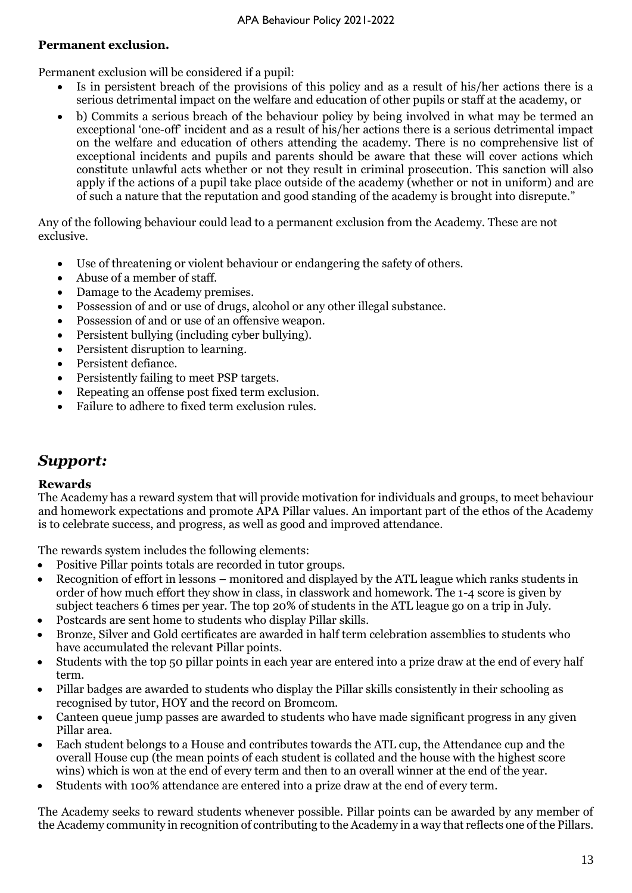**Permanent exclusion.**

Permanent exclusion will be considered if a pupil:

- Is in persistent breach of the provisions of this policy and as a result of his/her actions there is a serious detrimental impact on the welfare and education of other pupils or staff at the academy, or
- b) Commits a serious breach of the behaviour policy by being involved in what may be termed an exceptional 'one-off' incident and as a result of his/her actions there is a serious detrimental impact on the welfare and education of others attending the academy. There is no comprehensive list of exceptional incidents and pupils and parents should be aware that these will cover actions which constitute unlawful acts whether or not they result in criminal prosecution. This sanction will also apply if the actions of a pupil take place outside of the academy (whether or not in uniform) and are of such a nature that the reputation and good standing of the academy is brought into disrepute."

Any of the following behaviour could lead to a permanent exclusion from the Academy. These are not exclusive.

- Use of threatening or violent behaviour or endangering the safety of others.
- Abuse of a member of staff.
- Damage to the Academy premises.
- Possession of and or use of drugs, alcohol or any other illegal substance.
- Possession of and or use of an offensive weapon.
- Persistent bullying (including cyber bullying).
- Persistent disruption to learning.
- Persistent defiance.
- Persistently failing to meet PSP targets.
- Repeating an offense post fixed term exclusion.
- Failure to adhere to fixed term exclusion rules.

## *Support:*

**Rewards**

The Academy has a reward system that will provide motivation for individuals and groups, to meet behaviour and homework expectations and promote APA Pillar values. An important part of the ethos of the Academy is to celebrate success, and progress, as well as good and improved attendance.

The rewards system includes the following elements:

- Positive Pillar points totals are recorded in tutor groups.
- Recognition of effort in lessons – monitored and displayed by the ATL league which ranks students in order of how much effort they show in class, in classwork and homework. The 1-4 score is given by subject teachers 6 times per year. The top 20% of students in the ATL league go on a trip in July.
- Postcards are sent home to students who display Pillar skills.
- Bronze, Silver and Gold certificates are awarded in half term celebration assemblies to students who have accumulated the relevant Pillar points.
- Students with the top 50 pillar points in each year are entered into a prize draw at the end of every half term.
- Pillar badges are awarded to students who display the Pillar skills consistently in their schooling as recognised by tutor, HOY and the record on Bromcom.
- Canteen queue jump passes are awarded to students who have made significant progress in any given Pillar area.
- Each student belongs to a House and contributes towards the ATL cup, the Attendance cup and the overall House cup (the mean points of each student is collated and the house with the highest score wins) which is won at the end of every term and then to an overall winner at the end of the year.
- Students with 100% attendance are entered into a prize draw at the end of every term.

The Academy seeks to reward students whenever possible. Pillar points can be awarded by any member of the Academy community in recognition of contributing to the Academy in a way that reflects one of the Pillars.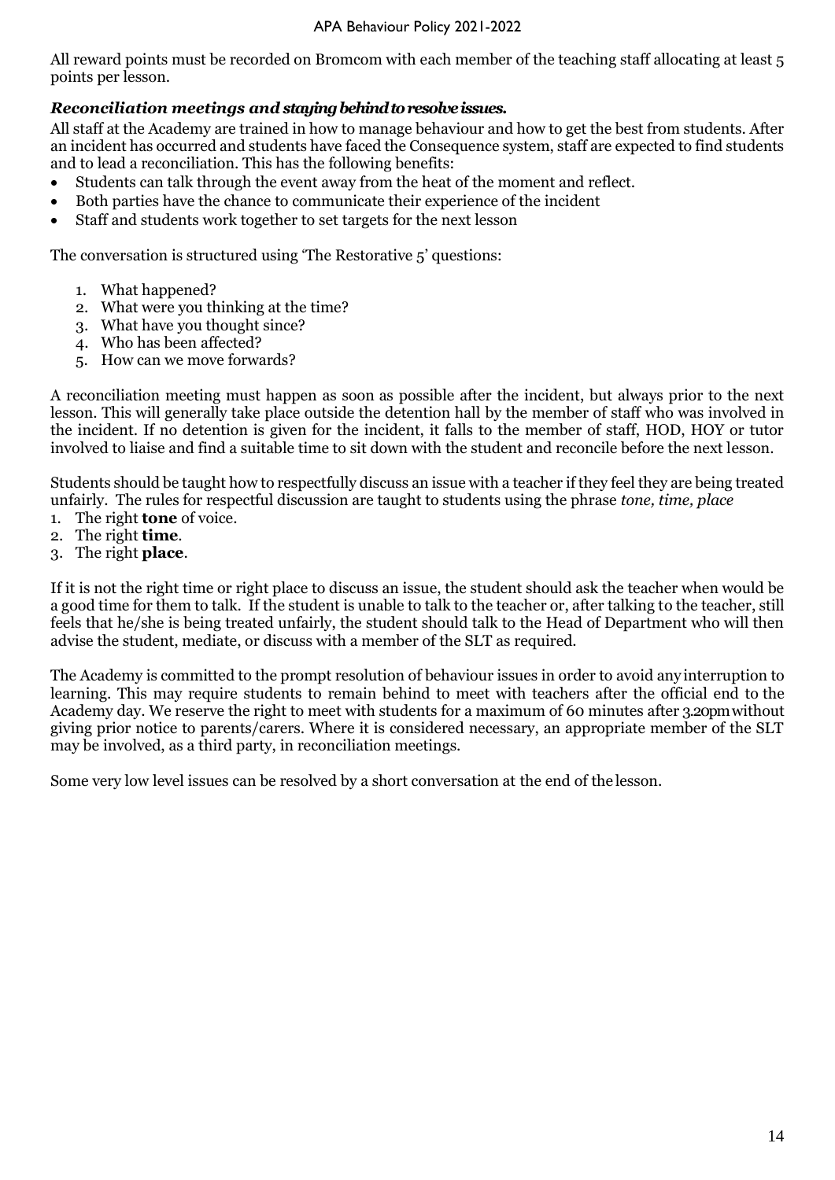All reward points must be recorded on Bromcom with each member of the teaching staff allocating at least 5 points per lesson.

### *Reconciliation meetings and staying behind to resolve issues.*

All staff at the Academy are trained in how to manage behaviour and how to get the best from students. After an incident has occurred and students have faced the Consequence system, staff are expected to find students and to lead a reconciliation. This has the following benefits:

- Students can talk through the event away from the heat of the moment and reflect.
- Both parties have the chance to communicate their experience of the incident
- Staff and students work together to set targets for the next lesson

The conversation is structured using 'The Restorative 5' questions:

1. What happened?
2. What were you thinking at the time?
3. What have you thought since?
4. Who has been affected?
5. How can we move forwards?

A reconciliation meeting must happen as soon as possible after the incident, but always prior to the next lesson. This will generally take place outside the detention hall by the member of staff who was involved in the incident. If no detention is given for the incident, it falls to the member of staff, HOD, HOY or tutor involved to liaise and find a suitable time to sit down with the student and reconcile before the next lesson.

Students should be taught how to respectfully discuss an issue with a teacher if they feel they are being treated unfairly. The rules for respectful discussion are taught to students using the phrase *tone, time, place*

1. The right **tone** of voice.
2. The right **time**.
3. The right **place**.

If it is not the right time or right place to discuss an issue, the student should ask the teacher when would be a good time for them to talk. If the student is unable to talk to the teacher or, after talking to the teacher, still feels that he/she is being treated unfairly, the student should talk to the Head of Department who will then advise the student, mediate, or discuss with a member of the SLT as required.

The Academy is committed to the prompt resolution of behaviour issues in order to avoid any interruption to learning. This may require students to remain behind to meet with teachers after the official end to the Academy day. We reserve the right to meet with students for a maximum of 60 minutes after 3.20pm without giving prior notice to parents/carers. Where it is considered necessary, an appropriate member of the SLT may be involved, as a third party, in reconciliation meetings.

Some very low level issues can be resolved by a short conversation at the end of the lesson.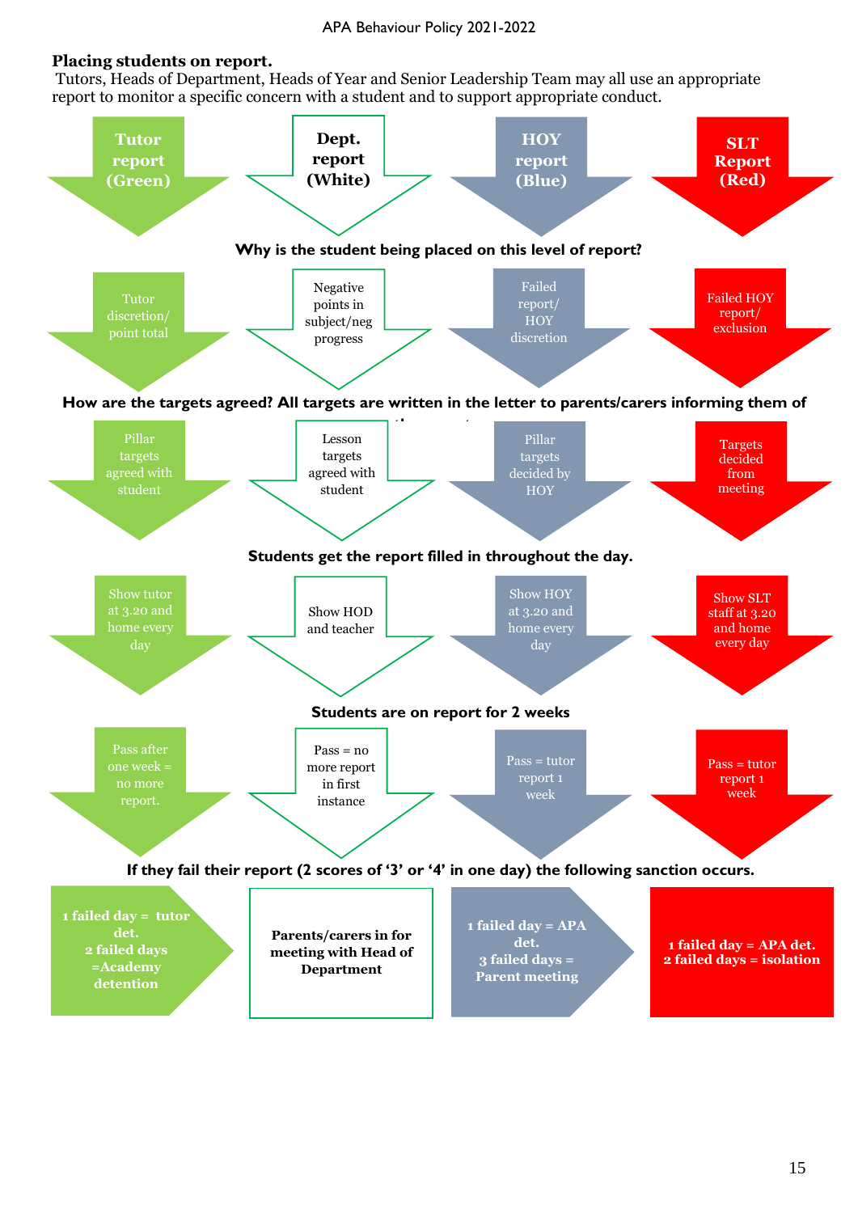**Placing students on report.**
Tutors, Heads of Department, Heads of Year and Senior Leadership Team may all use an appropriate report to monitor a specific concern with a student and to support appropriate conduct.

| Tutor report (Green) | Dept. report (White) | HOY report (Blue) | SLT Report (Red) |
|---|---|---|---|

**Why is the student being placed on this level of report?**

| Tutor report (Green) | Dept. report (White) | HOY report (Blue) | SLT Report (Red) |
|---|---|---|---|
| Tutor discretion/ point total | Negative points in subject/neg progress | Failed report/ HOY discretion | Failed HOY report/ exclusion |

**How are the targets agreed? All targets are written in the letter to parents/carers informing them of the report.**

| Tutor report (Green) | Dept. report (White) | HOY report (Blue) | SLT Report (Red) |
|---|---|---|---|
| Pillar targets agreed with student | Lesson targets agreed with student | Pillar targets decided by HOY | Targets decided from meeting |

**Students get the report filled in throughout the day.**

| Tutor report (Green) | Dept. report (White) | HOY report (Blue) | SLT Report (Red) |
|---|---|---|---|
| Show tutor at 3.20 and home every day | Show HOD and teacher | Show HOY at 3.20 and home every day | Show SLT staff at 3.20 and home every day |

**Students are on report for 2 weeks**

| Tutor report (Green) | Dept. report (White) | HOY report (Blue) | SLT Report (Red) |
|---|---|---|---|
| Pass after one week = no more report. | Pass = no more report in first instance | Pass = tutor report 1 week | Pass = tutor report 1 week |

**If they fail their report (2 scores of '3' or '4' in one day) the following sanction occurs.**

| Tutor report (Green) | Dept. report (White) | HOY report (Blue) | SLT Report (Red) |
|---|---|---|---|
| **1 failed day = tutor det. 2 failed days =Academy detention** | **Parents/carers in for meeting with Head of Department** | **1 failed day = APA det. 3 failed days = Parent meeting** | **1 failed day = APA det. 2 failed days = isolation** |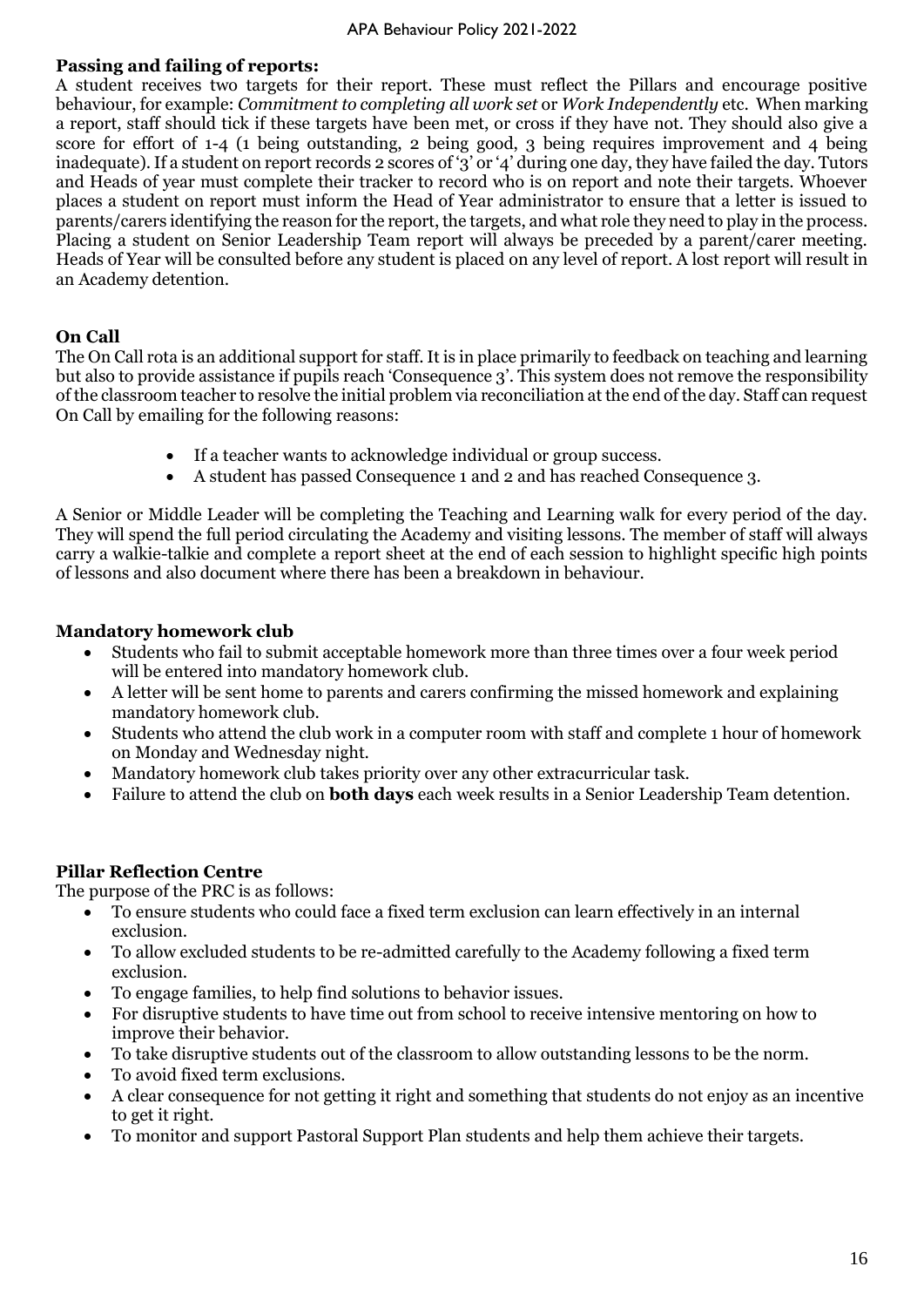**Passing and failing of reports:**

A student receives two targets for their report. These must reflect the Pillars and encourage positive behaviour, for example: *Commitment to completing all work set* or *Work Independently* etc. When marking a report, staff should tick if these targets have been met, or cross if they have not. They should also give a score for effort of 1-4 (1 being outstanding, 2 being good, 3 being requires improvement and 4 being inadequate). If a student on report records 2 scores of '3' or '4' during one day, they have failed the day. Tutors and Heads of year must complete their tracker to record who is on report and note their targets. Whoever places a student on report must inform the Head of Year administrator to ensure that a letter is issued to parents/carers identifying the reason for the report, the targets, and what role they need to play in the process. Placing a student on Senior Leadership Team report will always be preceded by a parent/carer meeting. Heads of Year will be consulted before any student is placed on any level of report. A lost report will result in an Academy detention.

**On Call**

The On Call rota is an additional support for staff. It is in place primarily to feedback on teaching and learning but also to provide assistance if pupils reach 'Consequence 3'. This system does not remove the responsibility of the classroom teacher to resolve the initial problem via reconciliation at the end of the day. Staff can request On Call by emailing for the following reasons:

- If a teacher wants to acknowledge individual or group success.
- A student has passed Consequence 1 and 2 and has reached Consequence 3.

A Senior or Middle Leader will be completing the Teaching and Learning walk for every period of the day. They will spend the full period circulating the Academy and visiting lessons. The member of staff will always carry a walkie-talkie and complete a report sheet at the end of each session to highlight specific high points of lessons and also document where there has been a breakdown in behaviour.

**Mandatory homework club**

- Students who fail to submit acceptable homework more than three times over a four week period will be entered into mandatory homework club.
- A letter will be sent home to parents and carers confirming the missed homework and explaining mandatory homework club.
- Students who attend the club work in a computer room with staff and complete 1 hour of homework on Monday and Wednesday night.
- Mandatory homework club takes priority over any other extracurricular task.
- Failure to attend the club on **both days** each week results in a Senior Leadership Team detention.

**Pillar Reflection Centre**

The purpose of the PRC is as follows:

- To ensure students who could face a fixed term exclusion can learn effectively in an internal exclusion.
- To allow excluded students to be re-admitted carefully to the Academy following a fixed term exclusion.
- To engage families, to help find solutions to behavior issues.
- For disruptive students to have time out from school to receive intensive mentoring on how to improve their behavior.
- To take disruptive students out of the classroom to allow outstanding lessons to be the norm.
- To avoid fixed term exclusions.
- A clear consequence for not getting it right and something that students do not enjoy as an incentive to get it right.
- To monitor and support Pastoral Support Plan students and help them achieve their targets.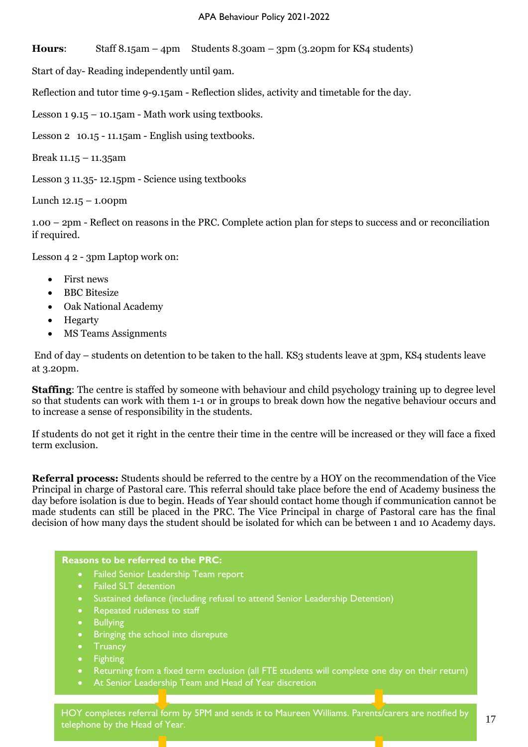**Hours**: Staff 8.15am – 4pm Students 8.30am – 3pm (3.20pm for KS4 students)

Start of day- Reading independently until 9am.

Reflection and tutor time 9-9.15am - Reflection slides, activity and timetable for the day.

Lesson 1 9.15 – 10.15am - Math work using textbooks.

Lesson 2 10.15 - 11.15am - English using textbooks.

Break 11.15 – 11.35am

Lesson 3 11.35- 12.15pm - Science using textbooks

Lunch 12.15 – 1.00pm

1.00 – 2pm - Reflect on reasons in the PRC. Complete action plan for steps to success and or reconciliation if required.

Lesson 4 2 - 3pm Laptop work on:

- First news
- BBC Bitesize
- Oak National Academy
- Hegarty
- MS Teams Assignments

End of day – students on detention to be taken to the hall. KS3 students leave at 3pm, KS4 students leave at 3.20pm.

**Staffing**: The centre is staffed by someone with behaviour and child psychology training up to degree level so that students can work with them 1-1 or in groups to break down how the negative behaviour occurs and to increase a sense of responsibility in the students.

If students do not get it right in the centre their time in the centre will be increased or they will face a fixed term exclusion.

**Referral process:** Students should be referred to the centre by a HOY on the recommendation of the Vice Principal in charge of Pastoral care. This referral should take place before the end of Academy business the day before isolation is due to begin. Heads of Year should contact home though if communication cannot be made students can still be placed in the PRC. The Vice Principal in charge of Pastoral care has the final decision of how many days the student should be isolated for which can be between 1 and 10 Academy days.

**Reasons to be referred to the PRC:**

- Failed Senior Leadership Team report
- Failed SLT detention
- Sustained defiance (including refusal to attend Senior Leadership Detention)
- Repeated rudeness to staff
- Bullying
- Bringing the school into disrepute
- Truancy
- Fighting
- Returning from a fixed term exclusion (all FTE students will complete one day on their return)
- At Senior Leadership Team and Head of Year discretion

HOY completes referral form by 5PM and sends it to Maureen Williams. Parents/carers are notified by telephone by the Head of Year.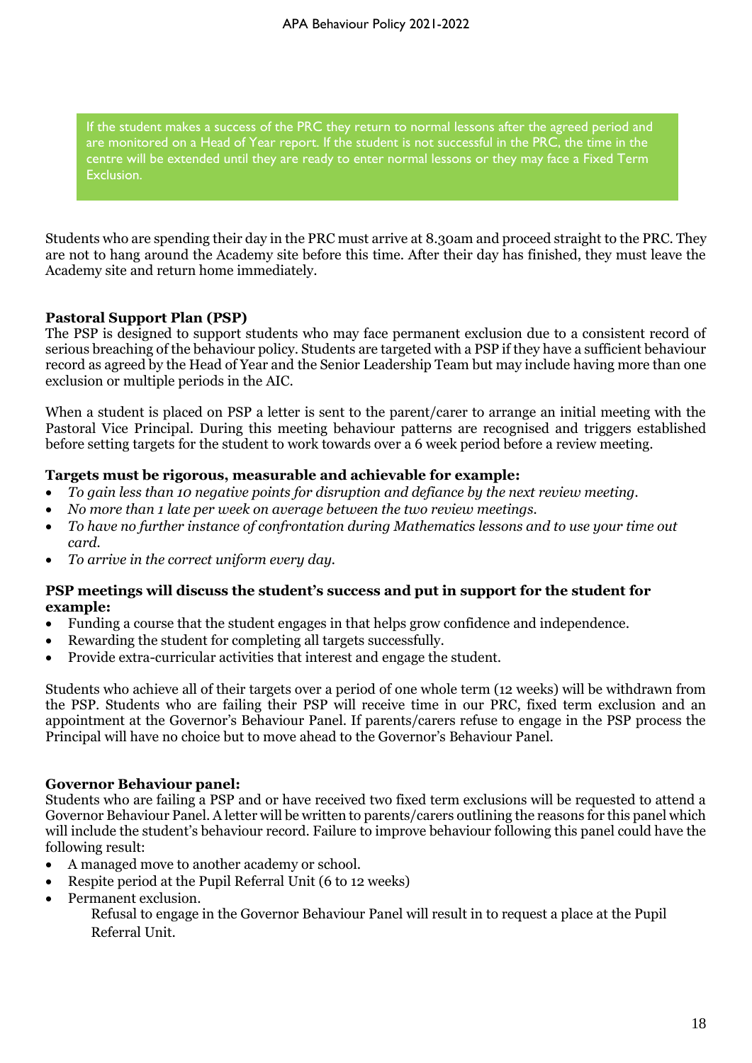If the student makes a success of the PRC they return to normal lessons after the agreed period and are monitored on a Head of Year report. If the student is not successful in the PRC, the time in the centre will be extended until they are ready to enter normal lessons or they may face a Fixed Term Exclusion.

Students who are spending their day in the PRC must arrive at 8.30am and proceed straight to the PRC. They are not to hang around the Academy site before this time. After their day has finished, they must leave the Academy site and return home immediately.

**Pastoral Support Plan (PSP)**

The PSP is designed to support students who may face permanent exclusion due to a consistent record of serious breaching of the behaviour policy. Students are targeted with a PSP if they have a sufficient behaviour record as agreed by the Head of Year and the Senior Leadership Team but may include having more than one exclusion or multiple periods in the AIC.

When a student is placed on PSP a letter is sent to the parent/carer to arrange an initial meeting with the Pastoral Vice Principal. During this meeting behaviour patterns are recognised and triggers established before setting targets for the student to work towards over a 6 week period before a review meeting.

**Targets must be rigorous, measurable and achievable for example:**

- *To gain less than 10 negative points for disruption and defiance by the next review meeting.*
- *No more than 1 late per week on average between the two review meetings.*
- *To have no further instance of confrontation during Mathematics lessons and to use your time out card.*
- *To arrive in the correct uniform every day.*

**PSP meetings will discuss the student's success and put in support for the student for example:**

- Funding a course that the student engages in that helps grow confidence and independence.
- Rewarding the student for completing all targets successfully.
- Provide extra-curricular activities that interest and engage the student.

Students who achieve all of their targets over a period of one whole term (12 weeks) will be withdrawn from the PSP. Students who are failing their PSP will receive time in our PRC, fixed term exclusion and an appointment at the Governor's Behaviour Panel. If parents/carers refuse to engage in the PSP process the Principal will have no choice but to move ahead to the Governor's Behaviour Panel.

**Governor Behaviour panel:**

Students who are failing a PSP and or have received two fixed term exclusions will be requested to attend a Governor Behaviour Panel. A letter will be written to parents/carers outlining the reasons for this panel which will include the student's behaviour record. Failure to improve behaviour following this panel could have the following result:

- A managed move to another academy or school.
- Respite period at the Pupil Referral Unit (6 to 12 weeks)
- Permanent exclusion.

Refusal to engage in the Governor Behaviour Panel will result in to request a place at the Pupil Referral Unit.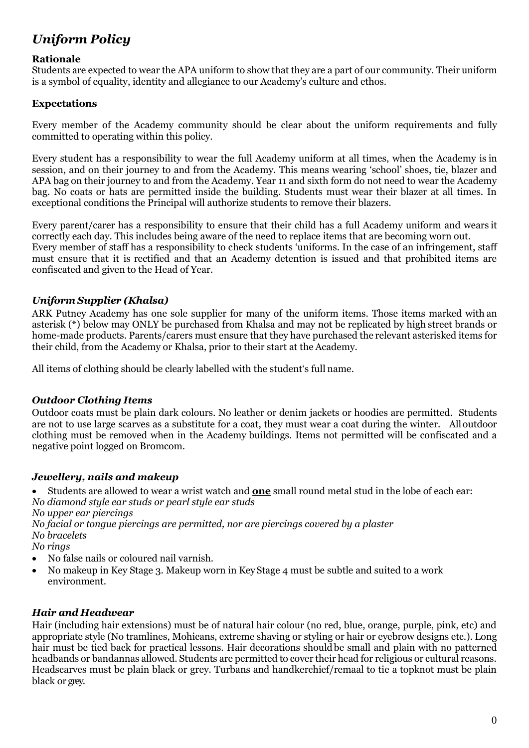## *Uniform Policy*

**Rationale**

Students are expected to wear the APA uniform to show that they are a part of our community. Their uniform is a symbol of equality, identity and allegiance to our Academy's culture and ethos.

**Expectations**

Every member of the Academy community should be clear about the uniform requirements and fully committed to operating within this policy.

Every student has a responsibility to wear the full Academy uniform at all times, when the Academy is in session, and on their journey to and from the Academy. This means wearing 'school' shoes, tie, blazer and APA bag on their journey to and from the Academy. Year 11 and sixth form do not need to wear the Academy bag. No coats or hats are permitted inside the building. Students must wear their blazer at all times. In exceptional conditions the Principal will authorize students to remove their blazers.

Every parent/carer has a responsibility to ensure that their child has a full Academy uniform and wears it correctly each day. This includes being aware of the need to replace items that are becoming worn out.
Every member of staff has a responsibility to check students 'uniforms. In the case of an infringement, staff must ensure that it is rectified and that an Academy detention is issued and that prohibited items are confiscated and given to the Head of Year.

### *Uniform Supplier (Khalsa)*

ARK Putney Academy has one sole supplier for many of the uniform items. Those items marked with an asterisk (*) below may ONLY be purchased from Khalsa and may not be replicated by high street brands or home-made products. Parents/carers must ensure that they have purchased the relevant asterisked items for their child, from the Academy or Khalsa, prior to their start at the Academy.

All items of clothing should be clearly labelled with the student's full name.

### *Outdoor Clothing Items*

Outdoor coats must be plain dark colours. No leather or denim jackets or hoodies are permitted. Students are not to use large scarves as a substitute for a coat, they must wear a coat during the winter. All outdoor clothing must be removed when in the Academy buildings. Items not permitted will be confiscated and a negative point logged on Bromcom.

### *Jewellery, nails and makeup*

- Students are allowed to wear a wrist watch and **one** small round metal stud in the lobe of each ear:
  *No diamond style ear studs or pearl style ear studs*
  *No upper ear piercings*
  *No facial or tongue piercings are permitted, nor are piercings covered by a plaster*
  *No bracelets*
  *No rings*
- No false nails or coloured nail varnish.
- No makeup in Key Stage 3. Makeup worn in Key Stage 4 must be subtle and suited to a work environment.

### *Hair and Headwear*

Hair (including hair extensions) must be of natural hair colour (no red, blue, orange, purple, pink, etc) and appropriate style (No tramlines, Mohicans, extreme shaving or styling or hair or eyebrow designs etc.). Long hair must be tied back for practical lessons. Hair decorations should be small and plain with no patterned headbands or bandannas allowed. Students are permitted to cover their head for religious or cultural reasons. Headscarves must be plain black or grey. Turbans and handkerchief/remaal to tie a topknot must be plain black or grey.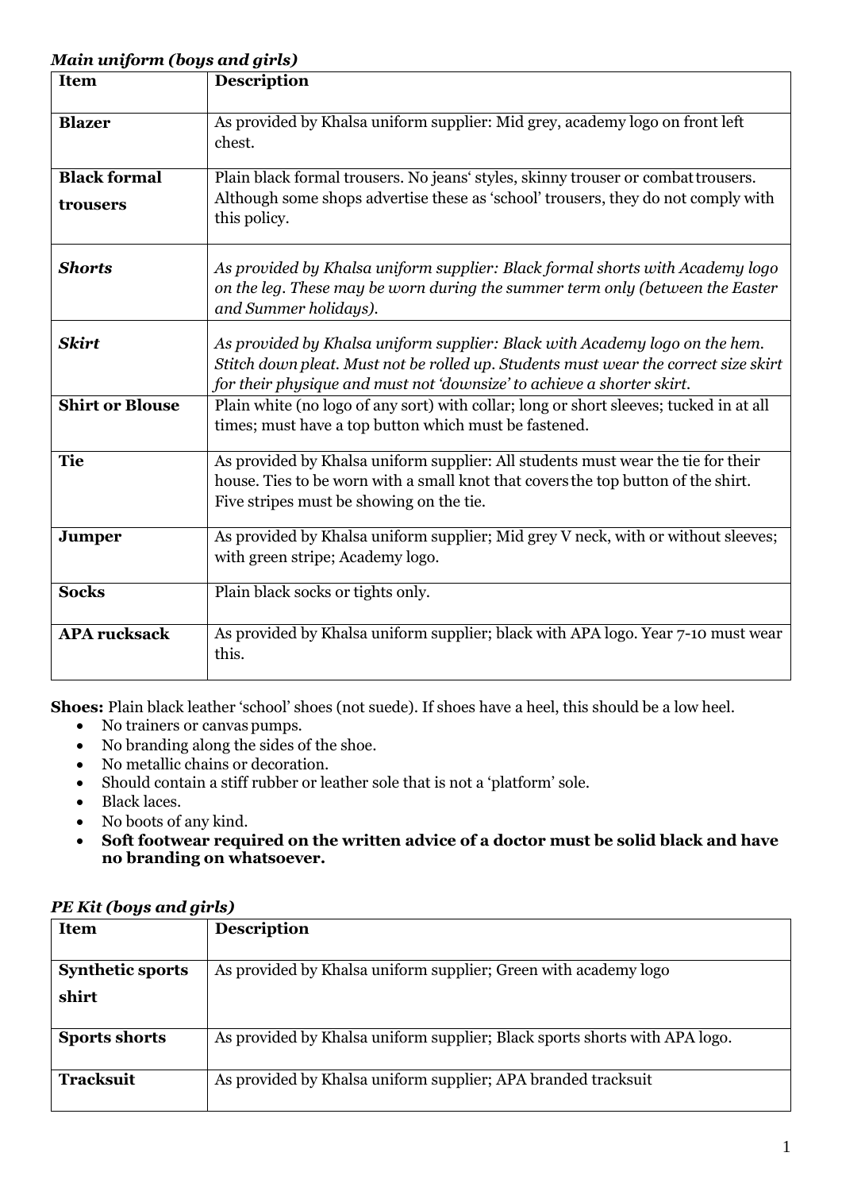***Main uniform (boys and girls)***

| Item | Description |
|---|---|
| **Blazer** | As provided by Khalsa uniform supplier: Mid grey, academy logo on front left chest. |
| **Black formal trousers** | Plain black formal trousers. No jeans' styles, skinny trouser or combat trousers. Although some shops advertise these as 'school' trousers, they do not comply with this policy. |
| ***Shorts*** | *As provided by Khalsa uniform supplier: Black formal shorts with Academy logo on the leg. These may be worn during the summer term only (between the Easter and Summer holidays).* |
| ***Skirt*** | *As provided by Khalsa uniform supplier: Black with Academy logo on the hem. Stitch down pleat. Must not be rolled up. Students must wear the correct size skirt for their physique and must not 'downsize' to achieve a shorter skirt.* |
| **Shirt or Blouse** | Plain white (no logo of any sort) with collar; long or short sleeves; tucked in at all times; must have a top button which must be fastened. |
| **Tie** | As provided by Khalsa uniform supplier: All students must wear the tie for their house. Ties to be worn with a small knot that covers the top button of the shirt. Five stripes must be showing on the tie. |
| **Jumper** | As provided by Khalsa uniform supplier; Mid grey V neck, with or without sleeves; with green stripe; Academy logo. |
| **Socks** | Plain black socks or tights only. |
| **APA rucksack** | As provided by Khalsa uniform supplier; black with APA logo. Year 7-10 must wear this. |

**Shoes:** Plain black leather 'school' shoes (not suede). If shoes have a heel, this should be a low heel.

- No trainers or canvas pumps.
- No branding along the sides of the shoe.
- No metallic chains or decoration.
- Should contain a stiff rubber or leather sole that is not a 'platform' sole.
- Black laces.
- No boots of any kind.
- **Soft footwear required on the written advice of a doctor must be solid black and have no branding on whatsoever.**

***PE Kit (boys and girls)***

| Item | Description |
|---|---|
| **Synthetic sports shirt** | As provided by Khalsa uniform supplier; Green with academy logo |
| **Sports shorts** | As provided by Khalsa uniform supplier; Black sports shorts with APA logo. |
| **Tracksuit** | As provided by Khalsa uniform supplier; APA branded tracksuit |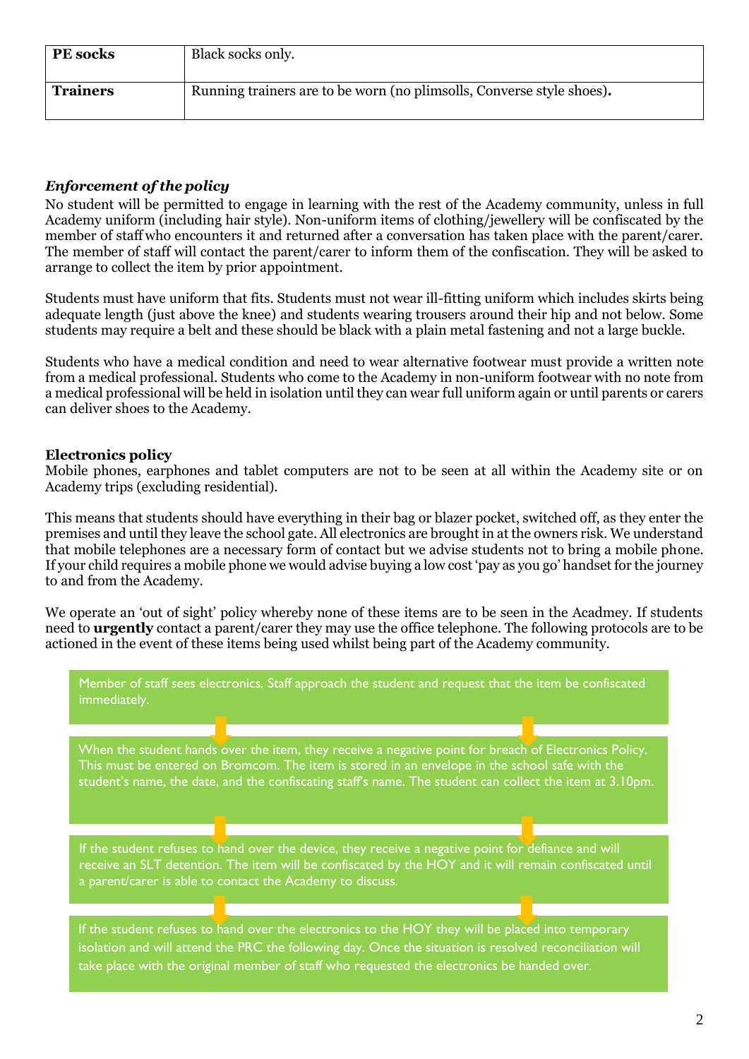| | |
|---|---|
| **PE socks** | Black socks only. |
| **Trainers** | Running trainers are to be worn (no plimsolls, Converse style shoes)**.** |

### ***Enforcement of the policy***

No student will be permitted to engage in learning with the rest of the Academy community, unless in full Academy uniform (including hair style). Non-uniform items of clothing/jewellery will be confiscated by the member of staff who encounters it and returned after a conversation has taken place with the parent/carer. The member of staff will contact the parent/carer to inform them of the confiscation. They will be asked to arrange to collect the item by prior appointment.

Students must have uniform that fits. Students must not wear ill-fitting uniform which includes skirts being adequate length (just above the knee) and students wearing trousers around their hip and not below. Some students may require a belt and these should be black with a plain metal fastening and not a large buckle.

Students who have a medical condition and need to wear alternative footwear must provide a written note from a medical professional. Students who come to the Academy in non-uniform footwear with no note from a medical professional will be held in isolation until they can wear full uniform again or until parents or carers can deliver shoes to the Academy.

### **Electronics policy**

Mobile phones, earphones and tablet computers are not to be seen at all within the Academy site or on Academy trips (excluding residential).

This means that students should have everything in their bag or blazer pocket, switched off, as they enter the premises and until they leave the school gate. All electronics are brought in at the owners risk. We understand that mobile telephones are a necessary form of contact but we advise students not to bring a mobile phone. If your child requires a mobile phone we would advise buying a low cost 'pay as you go' handset for the journey to and from the Academy.

We operate an 'out of sight' policy whereby none of these items are to be seen in the Acadmey. If students need to **urgently** contact a parent/carer they may use the office telephone. The following protocols are to be actioned in the event of these items being used whilst being part of the Academy community.

Member of staff sees electronics. Staff approach the student and request that the item be confiscated immediately.

When the student hands over the item, they receive a negative point for breach of Electronics Policy. This must be entered on Bromcom. The item is stored in an envelope in the school safe with the student's name, the date, and the confiscating staff's name. The student can collect the item at 3.10pm.

If the student refuses to hand over the device, they receive a negative point for defiance and will receive an SLT detention. The item will be confiscated by the HOY and it will remain confiscated until a parent/carer is able to contact the Academy to discuss.

If the student refuses to hand over the electronics to the HOY they will be placed into temporary isolation and will attend the PRC the following day. Once the situation is resolved reconciliation will take place with the original member of staff who requested the electronics be handed over.